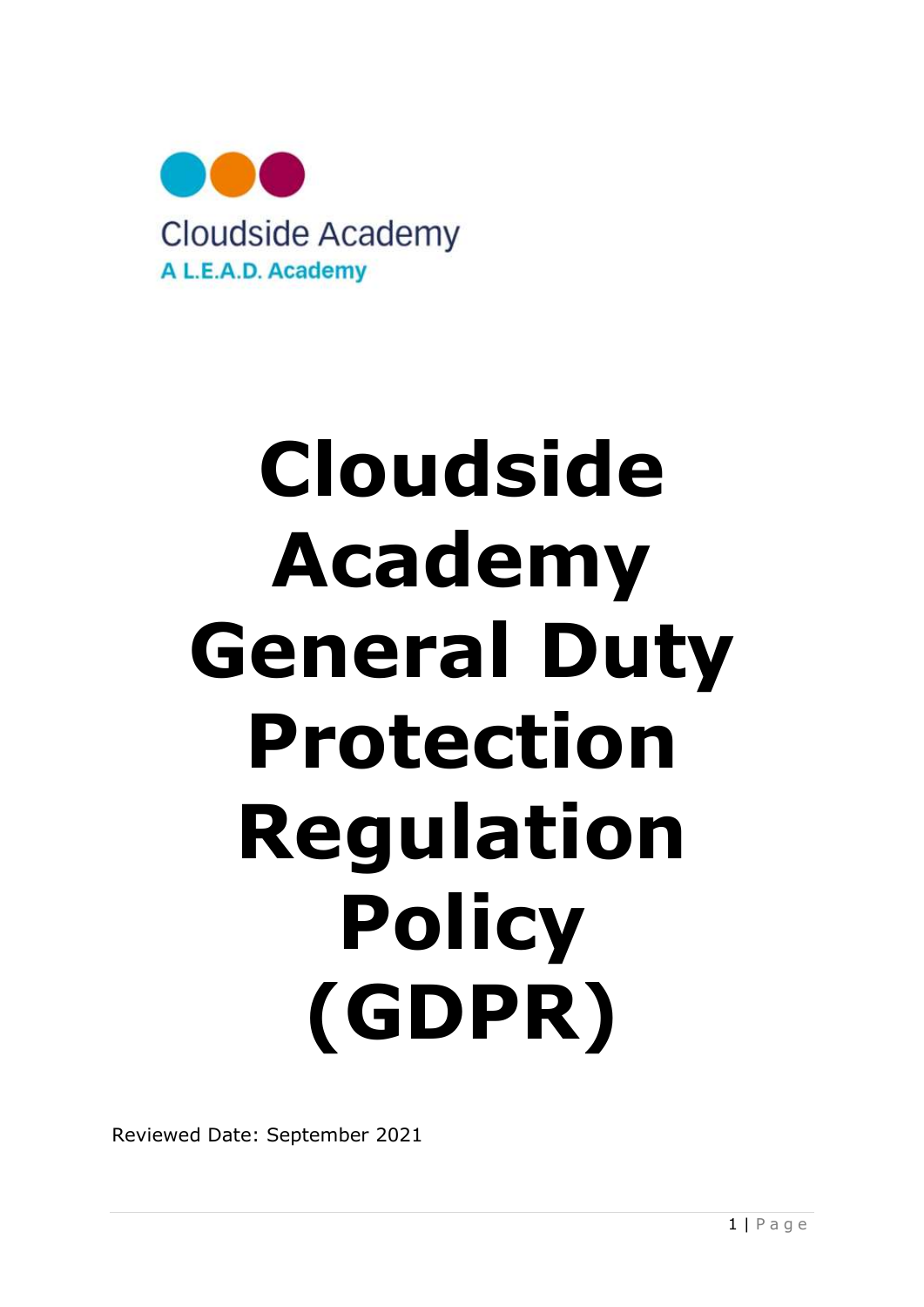Cloudside Academy
A L.E.A.D. Academy

# Cloudside Academy General Duty Protection Regulation Policy (GDPR)

Reviewed Date: September 2021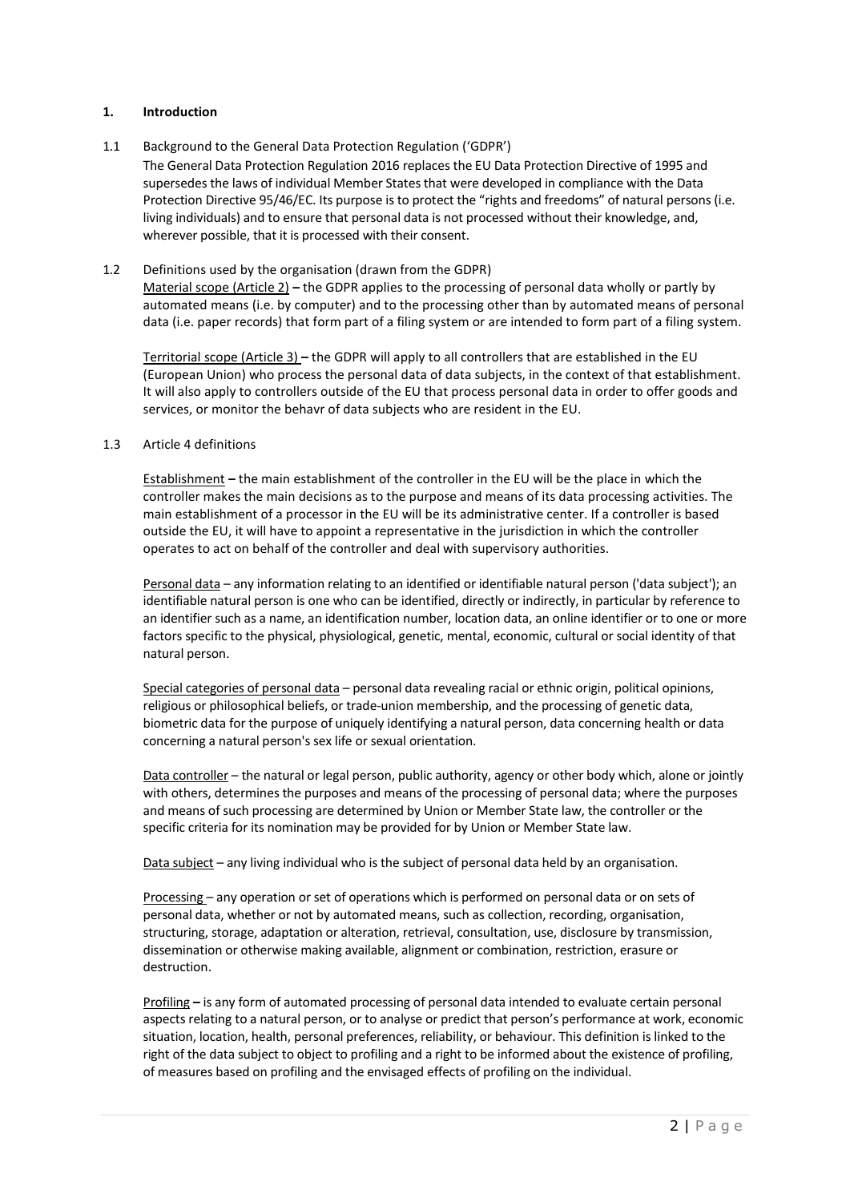## 1. Introduction

### 1.1 Background to the General Data Protection Regulation ('GDPR')

The General Data Protection Regulation 2016 replaces the EU Data Protection Directive of 1995 and supersedes the laws of individual Member States that were developed in compliance with the Data Protection Directive 95/46/EC. Its purpose is to protect the "rights and freedoms" of natural persons (i.e. living individuals) and to ensure that personal data is not processed without their knowledge, and, wherever possible, that it is processed with their consent.

### 1.2 Definitions used by the organisation (drawn from the GDPR)

<u>Material scope (Article 2)</u> **–** the GDPR applies to the processing of personal data wholly or partly by automated means (i.e. by computer) and to the processing other than by automated means of personal data (i.e. paper records) that form part of a filing system or are intended to form part of a filing system.

<u>Territorial scope (Article 3)</u> **–** the GDPR will apply to all controllers that are established in the EU (European Union) who process the personal data of data subjects, in the context of that establishment. It will also apply to controllers outside of the EU that process personal data in order to offer goods and services, or monitor the behavr of data subjects who are resident in the EU.

### 1.3 Article 4 definitions

<u>Establishment</u> **–** the main establishment of the controller in the EU will be the place in which the controller makes the main decisions as to the purpose and means of its data processing activities. The main establishment of a processor in the EU will be its administrative center. If a controller is based outside the EU, it will have to appoint a representative in the jurisdiction in which the controller operates to act on behalf of the controller and deal with supervisory authorities.

<u>Personal data</u> – any information relating to an identified or identifiable natural person ('data subject'); an identifiable natural person is one who can be identified, directly or indirectly, in particular by reference to an identifier such as a name, an identification number, location data, an online identifier or to one or more factors specific to the physical, physiological, genetic, mental, economic, cultural or social identity of that natural person.

<u>Special categories of personal data</u> – personal data revealing racial or ethnic origin, political opinions, religious or philosophical beliefs, or trade-union membership, and the processing of genetic data, biometric data for the purpose of uniquely identifying a natural person, data concerning health or data concerning a natural person's sex life or sexual orientation.

<u>Data controller</u> – the natural or legal person, public authority, agency or other body which, alone or jointly with others, determines the purposes and means of the processing of personal data; where the purposes and means of such processing are determined by Union or Member State law, the controller or the specific criteria for its nomination may be provided for by Union or Member State law.

<u>Data subject</u> – any living individual who is the subject of personal data held by an organisation.

<u>Processing</u> – any operation or set of operations which is performed on personal data or on sets of personal data, whether or not by automated means, such as collection, recording, organisation, structuring, storage, adaptation or alteration, retrieval, consultation, use, disclosure by transmission, dissemination or otherwise making available, alignment or combination, restriction, erasure or destruction.

<u>Profiling</u> **–** is any form of automated processing of personal data intended to evaluate certain personal aspects relating to a natural person, or to analyse or predict that person's performance at work, economic situation, location, health, personal preferences, reliability, or behaviour. This definition is linked to the right of the data subject to object to profiling and a right to be informed about the existence of profiling, of measures based on profiling and the envisaged effects of profiling on the individual.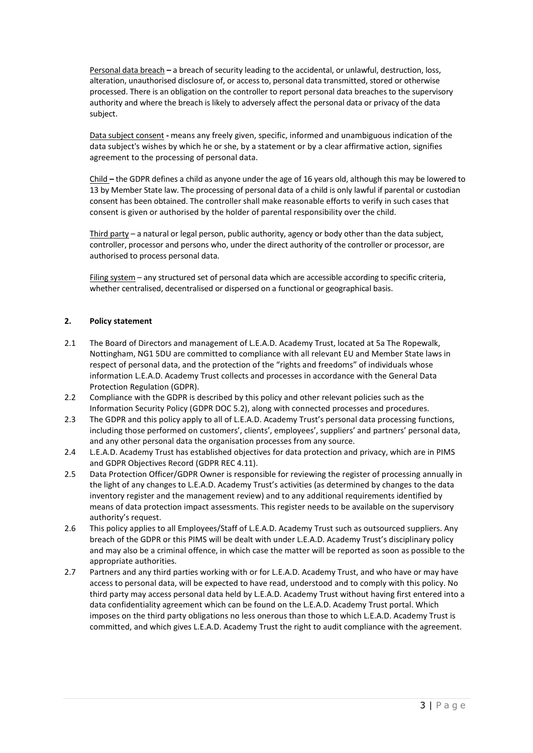<u>Personal data breach</u> **–** a breach of security leading to the accidental, or unlawful, destruction, loss, alteration, unauthorised disclosure of, or access to, personal data transmitted, stored or otherwise processed. There is an obligation on the controller to report personal data breaches to the supervisory authority and where the breach is likely to adversely affect the personal data or privacy of the data subject.

<u>Data subject consent</u> **-** means any freely given, specific, informed and unambiguous indication of the data subject's wishes by which he or she, by a statement or by a clear affirmative action, signifies agreement to the processing of personal data.

<u>Child</u> **–** the GDPR defines a child as anyone under the age of 16 years old, although this may be lowered to 13 by Member State law. The processing of personal data of a child is only lawful if parental or custodian consent has been obtained. The controller shall make reasonable efforts to verify in such cases that consent is given or authorised by the holder of parental responsibility over the child.

<u>Third party</u> – a natural or legal person, public authority, agency or body other than the data subject, controller, processor and persons who, under the direct authority of the controller or processor, are authorised to process personal data.

<u>Filing system</u> – any structured set of personal data which are accessible according to specific criteria, whether centralised, decentralised or dispersed on a functional or geographical basis.

## 2. Policy statement

2.1 The Board of Directors and management of L.E.A.D. Academy Trust, located at 5a The Ropewalk, Nottingham, NG1 5DU are committed to compliance with all relevant EU and Member State laws in respect of personal data, and the protection of the "rights and freedoms" of individuals whose information L.E.A.D. Academy Trust collects and processes in accordance with the General Data Protection Regulation (GDPR).

2.2 Compliance with the GDPR is described by this policy and other relevant policies such as the Information Security Policy (GDPR DOC 5.2), along with connected processes and procedures.

2.3 The GDPR and this policy apply to all of L.E.A.D. Academy Trust's personal data processing functions, including those performed on customers', clients', employees', suppliers' and partners' personal data, and any other personal data the organisation processes from any source.

2.4 L.E.A.D. Academy Trust has established objectives for data protection and privacy, which are in PIMS and GDPR Objectives Record (GDPR REC 4.11).

2.5 Data Protection Officer/GDPR Owner is responsible for reviewing the register of processing annually in the light of any changes to L.E.A.D. Academy Trust's activities (as determined by changes to the data inventory register and the management review) and to any additional requirements identified by means of data protection impact assessments. This register needs to be available on the supervisory authority's request.

2.6 This policy applies to all Employees/Staff of L.E.A.D. Academy Trust such as outsourced suppliers. Any breach of the GDPR or this PIMS will be dealt with under L.E.A.D. Academy Trust's disciplinary policy and may also be a criminal offence, in which case the matter will be reported as soon as possible to the appropriate authorities.

2.7 Partners and any third parties working with or for L.E.A.D. Academy Trust, and who have or may have access to personal data, will be expected to have read, understood and to comply with this policy. No third party may access personal data held by L.E.A.D. Academy Trust without having first entered into a data confidentiality agreement which can be found on the L.E.A.D. Academy Trust portal. Which imposes on the third party obligations no less onerous than those to which L.E.A.D. Academy Trust is committed, and which gives L.E.A.D. Academy Trust the right to audit compliance with the agreement.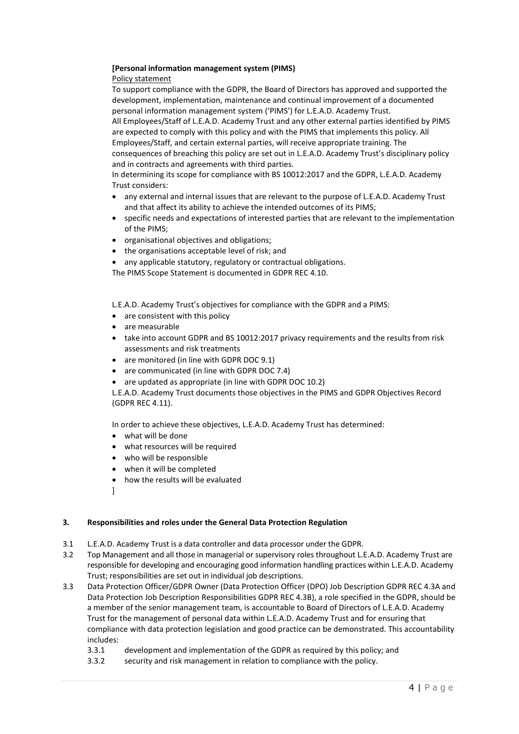**[Personal information management system (PIMS)**

Policy statement

To support compliance with the GDPR, the Board of Directors has approved and supported the development, implementation, maintenance and continual improvement of a documented personal information management system ('PIMS') for L.E.A.D. Academy Trust.

All Employees/Staff of L.E.A.D. Academy Trust and any other external parties identified by PIMS are expected to comply with this policy and with the PIMS that implements this policy. All Employees/Staff, and certain external parties, will receive appropriate training. The consequences of breaching this policy are set out in L.E.A.D. Academy Trust's disciplinary policy and in contracts and agreements with third parties.

In determining its scope for compliance with BS 10012:2017 and the GDPR, L.E.A.D. Academy Trust considers:

- any external and internal issues that are relevant to the purpose of L.E.A.D. Academy Trust and that affect its ability to achieve the intended outcomes of its PIMS;
- specific needs and expectations of interested parties that are relevant to the implementation of the PIMS;
- organisational objectives and obligations;
- the organisations acceptable level of risk; and
- any applicable statutory, regulatory or contractual obligations.

The PIMS Scope Statement is documented in GDPR REC 4.10.

L.E.A.D. Academy Trust's objectives for compliance with the GDPR and a PIMS:

- are consistent with this policy
- are measurable
- take into account GDPR and BS 10012:2017 privacy requirements and the results from risk assessments and risk treatments
- are monitored (in line with GDPR DOC 9.1)
- are communicated (in line with GDPR DOC 7.4)
- are updated as appropriate (in line with GDPR DOC 10.2)

L.E.A.D. Academy Trust documents those objectives in the PIMS and GDPR Objectives Record (GDPR REC 4.11).

In order to achieve these objectives, L.E.A.D. Academy Trust has determined:

- what will be done
- what resources will be required
- who will be responsible
- when it will be completed
- how the results will be evaluated

]

### 3. Responsibilities and roles under the General Data Protection Regulation

3.1 L.E.A.D. Academy Trust is a data controller and data processor under the GDPR.

3.2 Top Management and all those in managerial or supervisory roles throughout L.E.A.D. Academy Trust are responsible for developing and encouraging good information handling practices within L.E.A.D. Academy Trust; responsibilities are set out in individual job descriptions.

3.3 Data Protection Officer/GDPR Owner (Data Protection Officer (DPO) Job Description GDPR REC 4.3A and Data Protection Job Description Responsibilities GDPR REC 4.3B), a role specified in the GDPR, should be a member of the senior management team, is accountable to Board of Directors of L.E.A.D. Academy Trust for the management of personal data within L.E.A.D. Academy Trust and for ensuring that compliance with data protection legislation and good practice can be demonstrated. This accountability includes:

3.3.1 development and implementation of the GDPR as required by this policy; and

3.3.2 security and risk management in relation to compliance with the policy.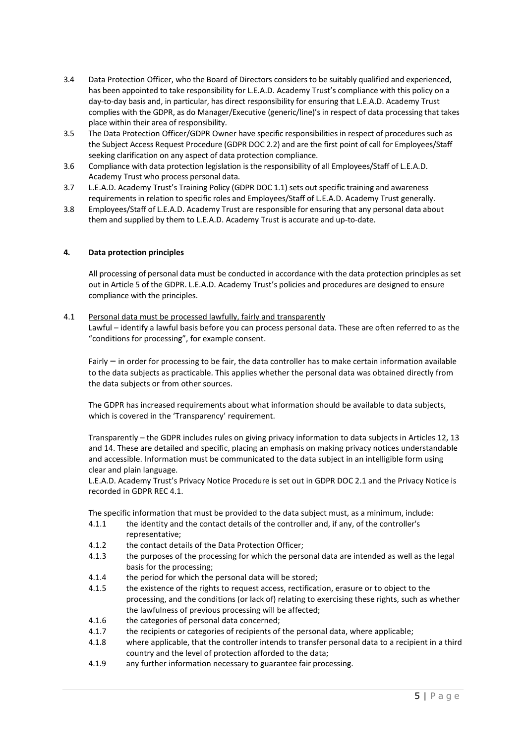3.4 Data Protection Officer, who the Board of Directors considers to be suitably qualified and experienced, has been appointed to take responsibility for L.E.A.D. Academy Trust's compliance with this policy on a day-to-day basis and, in particular, has direct responsibility for ensuring that L.E.A.D. Academy Trust complies with the GDPR, as do Manager/Executive (generic/line)'s in respect of data processing that takes place within their area of responsibility.

3.5 The Data Protection Officer/GDPR Owner have specific responsibilities in respect of procedures such as the Subject Access Request Procedure (GDPR DOC 2.2) and are the first point of call for Employees/Staff seeking clarification on any aspect of data protection compliance.

3.6 Compliance with data protection legislation is the responsibility of all Employees/Staff of L.E.A.D. Academy Trust who process personal data.

3.7 L.E.A.D. Academy Trust's Training Policy (GDPR DOC 1.1) sets out specific training and awareness requirements in relation to specific roles and Employees/Staff of L.E.A.D. Academy Trust generally.

3.8 Employees/Staff of L.E.A.D. Academy Trust are responsible for ensuring that any personal data about them and supplied by them to L.E.A.D. Academy Trust is accurate and up-to-date.

## 4. Data protection principles

All processing of personal data must be conducted in accordance with the data protection principles as set out in Article 5 of the GDPR. L.E.A.D. Academy Trust's policies and procedures are designed to ensure compliance with the principles.

4.1 Personal data must be processed lawfully, fairly and transparently

Lawful – identify a lawful basis before you can process personal data. These are often referred to as the "conditions for processing", for example consent.

Fairly – in order for processing to be fair, the data controller has to make certain information available to the data subjects as practicable. This applies whether the personal data was obtained directly from the data subjects or from other sources.

The GDPR has increased requirements about what information should be available to data subjects, which is covered in the 'Transparency' requirement.

Transparently – the GDPR includes rules on giving privacy information to data subjects in Articles 12, 13 and 14. These are detailed and specific, placing an emphasis on making privacy notices understandable and accessible. Information must be communicated to the data subject in an intelligible form using clear and plain language.

L.E.A.D. Academy Trust's Privacy Notice Procedure is set out in GDPR DOC 2.1 and the Privacy Notice is recorded in GDPR REC 4.1.

The specific information that must be provided to the data subject must, as a minimum, include:

4.1.1 the identity and the contact details of the controller and, if any, of the controller's representative;

4.1.2 the contact details of the Data Protection Officer;

4.1.3 the purposes of the processing for which the personal data are intended as well as the legal basis for the processing;

4.1.4 the period for which the personal data will be stored;

4.1.5 the existence of the rights to request access, rectification, erasure or to object to the processing, and the conditions (or lack of) relating to exercising these rights, such as whether the lawfulness of previous processing will be affected;

4.1.6 the categories of personal data concerned;

4.1.7 the recipients or categories of recipients of the personal data, where applicable;

4.1.8 where applicable, that the controller intends to transfer personal data to a recipient in a third country and the level of protection afforded to the data;

4.1.9 any further information necessary to guarantee fair processing.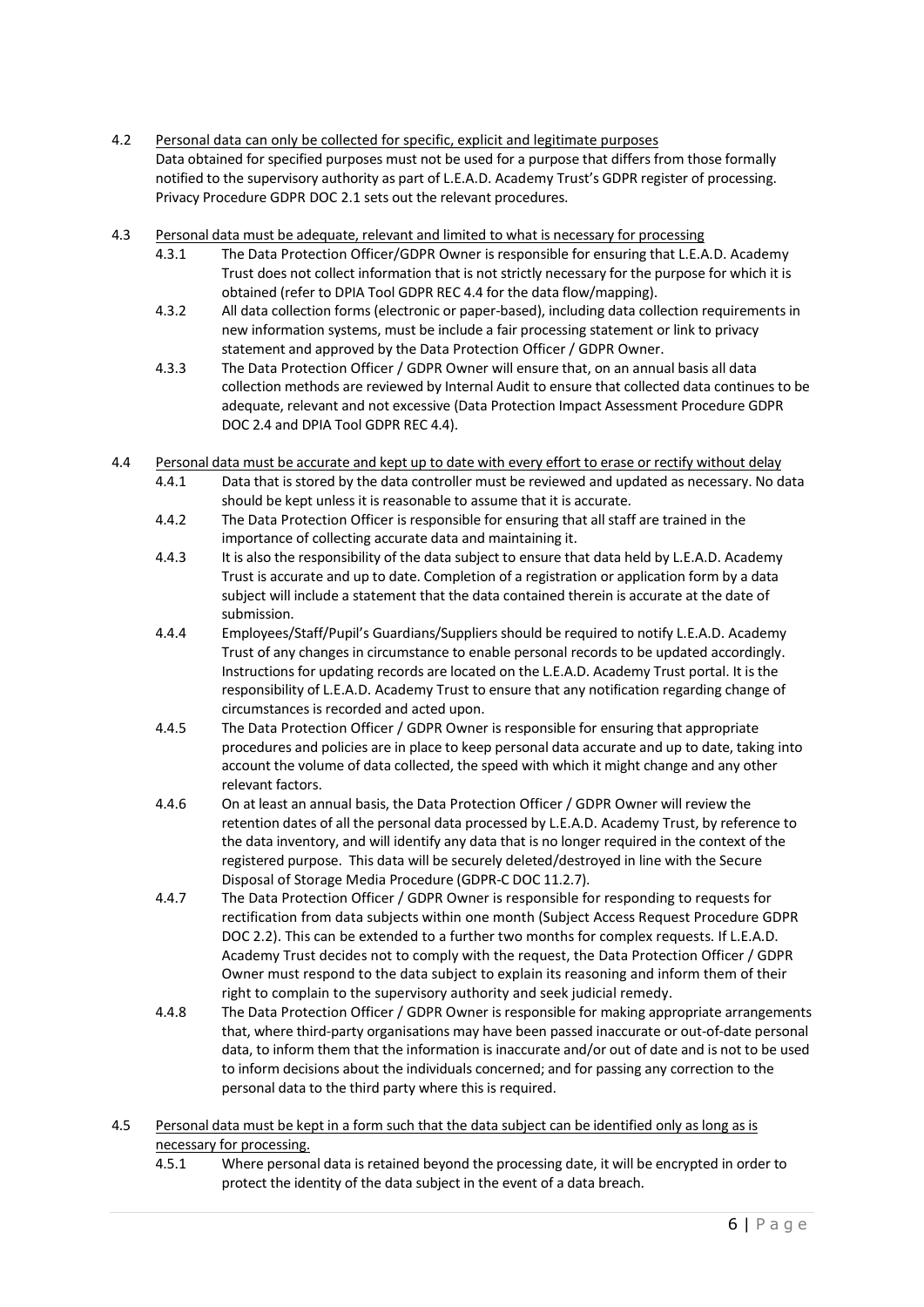4.2 Personal data can only be collected for specific, explicit and legitimate purposes

Data obtained for specified purposes must not be used for a purpose that differs from those formally notified to the supervisory authority as part of L.E.A.D. Academy Trust's GDPR register of processing. Privacy Procedure GDPR DOC 2.1 sets out the relevant procedures.

4.3 Personal data must be adequate, relevant and limited to what is necessary for processing

4.3.1 The Data Protection Officer/GDPR Owner is responsible for ensuring that L.E.A.D. Academy Trust does not collect information that is not strictly necessary for the purpose for which it is obtained (refer to DPIA Tool GDPR REC 4.4 for the data flow/mapping).

4.3.2 All data collection forms (electronic or paper-based), including data collection requirements in new information systems, must be include a fair processing statement or link to privacy statement and approved by the Data Protection Officer / GDPR Owner.

4.3.3 The Data Protection Officer / GDPR Owner will ensure that, on an annual basis all data collection methods are reviewed by Internal Audit to ensure that collected data continues to be adequate, relevant and not excessive (Data Protection Impact Assessment Procedure GDPR DOC 2.4 and DPIA Tool GDPR REC 4.4).

4.4 Personal data must be accurate and kept up to date with every effort to erase or rectify without delay

4.4.1 Data that is stored by the data controller must be reviewed and updated as necessary. No data should be kept unless it is reasonable to assume that it is accurate.

4.4.2 The Data Protection Officer is responsible for ensuring that all staff are trained in the importance of collecting accurate data and maintaining it.

4.4.3 It is also the responsibility of the data subject to ensure that data held by L.E.A.D. Academy Trust is accurate and up to date. Completion of a registration or application form by a data subject will include a statement that the data contained therein is accurate at the date of submission.

4.4.4 Employees/Staff/Pupil's Guardians/Suppliers should be required to notify L.E.A.D. Academy Trust of any changes in circumstance to enable personal records to be updated accordingly. Instructions for updating records are located on the L.E.A.D. Academy Trust portal. It is the responsibility of L.E.A.D. Academy Trust to ensure that any notification regarding change of circumstances is recorded and acted upon.

4.4.5 The Data Protection Officer / GDPR Owner is responsible for ensuring that appropriate procedures and policies are in place to keep personal data accurate and up to date, taking into account the volume of data collected, the speed with which it might change and any other relevant factors.

4.4.6 On at least an annual basis, the Data Protection Officer / GDPR Owner will review the retention dates of all the personal data processed by L.E.A.D. Academy Trust, by reference to the data inventory, and will identify any data that is no longer required in the context of the registered purpose. This data will be securely deleted/destroyed in line with the Secure Disposal of Storage Media Procedure (GDPR-C DOC 11.2.7).

4.4.7 The Data Protection Officer / GDPR Owner is responsible for responding to requests for rectification from data subjects within one month (Subject Access Request Procedure GDPR DOC 2.2). This can be extended to a further two months for complex requests. If L.E.A.D. Academy Trust decides not to comply with the request, the Data Protection Officer / GDPR Owner must respond to the data subject to explain its reasoning and inform them of their right to complain to the supervisory authority and seek judicial remedy.

4.4.8 The Data Protection Officer / GDPR Owner is responsible for making appropriate arrangements that, where third-party organisations may have been passed inaccurate or out-of-date personal data, to inform them that the information is inaccurate and/or out of date and is not to be used to inform decisions about the individuals concerned; and for passing any correction to the personal data to the third party where this is required.

4.5 Personal data must be kept in a form such that the data subject can be identified only as long as is necessary for processing.

4.5.1 Where personal data is retained beyond the processing date, it will be encrypted in order to protect the identity of the data subject in the event of a data breach.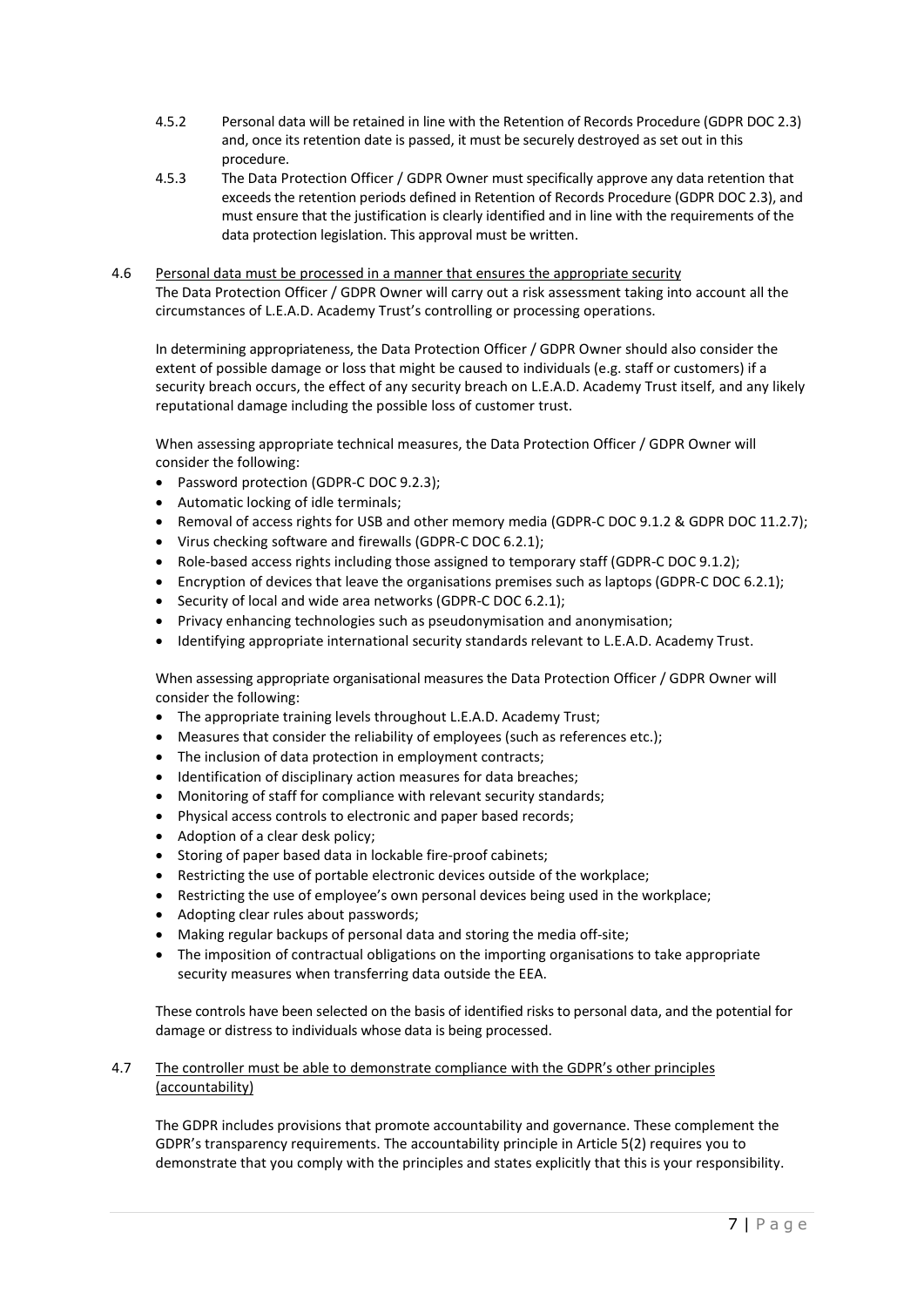4.5.2 Personal data will be retained in line with the Retention of Records Procedure (GDPR DOC 2.3) and, once its retention date is passed, it must be securely destroyed as set out in this procedure.

4.5.3 The Data Protection Officer / GDPR Owner must specifically approve any data retention that exceeds the retention periods defined in Retention of Records Procedure (GDPR DOC 2.3), and must ensure that the justification is clearly identified and in line with the requirements of the data protection legislation. This approval must be written.

4.6 <u>Personal data must be processed in a manner that ensures the appropriate security</u>

The Data Protection Officer / GDPR Owner will carry out a risk assessment taking into account all the circumstances of L.E.A.D. Academy Trust's controlling or processing operations.

In determining appropriateness, the Data Protection Officer / GDPR Owner should also consider the extent of possible damage or loss that might be caused to individuals (e.g. staff or customers) if a security breach occurs, the effect of any security breach on L.E.A.D. Academy Trust itself, and any likely reputational damage including the possible loss of customer trust.

When assessing appropriate technical measures, the Data Protection Officer / GDPR Owner will consider the following:

- Password protection (GDPR-C DOC 9.2.3);
- Automatic locking of idle terminals;
- Removal of access rights for USB and other memory media (GDPR-C DOC 9.1.2 & GDPR DOC 11.2.7);
- Virus checking software and firewalls (GDPR-C DOC 6.2.1);
- Role-based access rights including those assigned to temporary staff (GDPR-C DOC 9.1.2);
- Encryption of devices that leave the organisations premises such as laptops (GDPR-C DOC 6.2.1);
- Security of local and wide area networks (GDPR-C DOC 6.2.1);
- Privacy enhancing technologies such as pseudonymisation and anonymisation;
- Identifying appropriate international security standards relevant to L.E.A.D. Academy Trust.

When assessing appropriate organisational measures the Data Protection Officer / GDPR Owner will consider the following:

- The appropriate training levels throughout L.E.A.D. Academy Trust;
- Measures that consider the reliability of employees (such as references etc.);
- The inclusion of data protection in employment contracts;
- Identification of disciplinary action measures for data breaches;
- Monitoring of staff for compliance with relevant security standards;
- Physical access controls to electronic and paper based records;
- Adoption of a clear desk policy;
- Storing of paper based data in lockable fire-proof cabinets;
- Restricting the use of portable electronic devices outside of the workplace;
- Restricting the use of employee's own personal devices being used in the workplace;
- Adopting clear rules about passwords;
- Making regular backups of personal data and storing the media off-site;
- The imposition of contractual obligations on the importing organisations to take appropriate security measures when transferring data outside the EEA.

These controls have been selected on the basis of identified risks to personal data, and the potential for damage or distress to individuals whose data is being processed.

4.7 <u>The controller must be able to demonstrate compliance with the GDPR's other principles (accountability)</u>

The GDPR includes provisions that promote accountability and governance. These complement the GDPR's transparency requirements. The accountability principle in Article 5(2) requires you to demonstrate that you comply with the principles and states explicitly that this is your responsibility.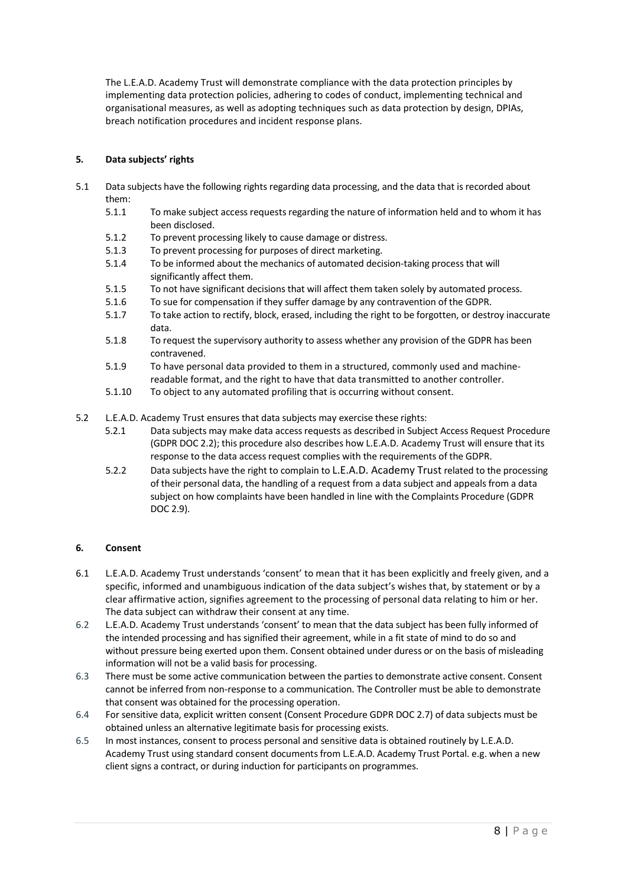The L.E.A.D. Academy Trust will demonstrate compliance with the data protection principles by implementing data protection policies, adhering to codes of conduct, implementing technical and organisational measures, as well as adopting techniques such as data protection by design, DPIAs, breach notification procedures and incident response plans.

## 5. Data subjects' rights

5.1 Data subjects have the following rights regarding data processing, and the data that is recorded about them:

- 5.1.1 To make subject access requests regarding the nature of information held and to whom it has been disclosed.
- 5.1.2 To prevent processing likely to cause damage or distress.
- 5.1.3 To prevent processing for purposes of direct marketing.
- 5.1.4 To be informed about the mechanics of automated decision-taking process that will significantly affect them.
- 5.1.5 To not have significant decisions that will affect them taken solely by automated process.
- 5.1.6 To sue for compensation if they suffer damage by any contravention of the GDPR.
- 5.1.7 To take action to rectify, block, erased, including the right to be forgotten, or destroy inaccurate data.
- 5.1.8 To request the supervisory authority to assess whether any provision of the GDPR has been contravened.
- 5.1.9 To have personal data provided to them in a structured, commonly used and machine-readable format, and the right to have that data transmitted to another controller.
- 5.1.10 To object to any automated profiling that is occurring without consent.

5.2 L.E.A.D. Academy Trust ensures that data subjects may exercise these rights:

- 5.2.1 Data subjects may make data access requests as described in Subject Access Request Procedure (GDPR DOC 2.2); this procedure also describes how L.E.A.D. Academy Trust will ensure that its response to the data access request complies with the requirements of the GDPR.
- 5.2.2 Data subjects have the right to complain to L.E.A.D. Academy Trust related to the processing of their personal data, the handling of a request from a data subject and appeals from a data subject on how complaints have been handled in line with the Complaints Procedure (GDPR DOC 2.9).

## 6. Consent

6.1 L.E.A.D. Academy Trust understands 'consent' to mean that it has been explicitly and freely given, and a specific, informed and unambiguous indication of the data subject's wishes that, by statement or by a clear affirmative action, signifies agreement to the processing of personal data relating to him or her. The data subject can withdraw their consent at any time.

6.2 L.E.A.D. Academy Trust understands 'consent' to mean that the data subject has been fully informed of the intended processing and has signified their agreement, while in a fit state of mind to do so and without pressure being exerted upon them. Consent obtained under duress or on the basis of misleading information will not be a valid basis for processing.

6.3 There must be some active communication between the parties to demonstrate active consent. Consent cannot be inferred from non-response to a communication. The Controller must be able to demonstrate that consent was obtained for the processing operation.

6.4 For sensitive data, explicit written consent (Consent Procedure GDPR DOC 2.7) of data subjects must be obtained unless an alternative legitimate basis for processing exists.

6.5 In most instances, consent to process personal and sensitive data is obtained routinely by L.E.A.D. Academy Trust using standard consent documents from L.E.A.D. Academy Trust Portal. e.g. when a new client signs a contract, or during induction for participants on programmes.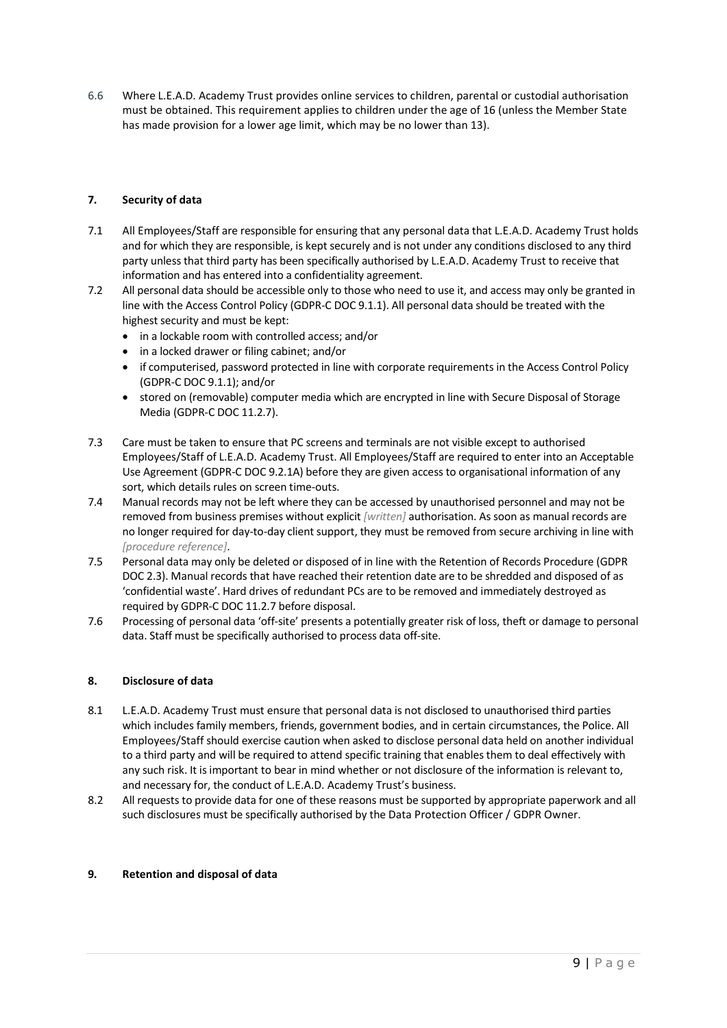6.6 Where L.E.A.D. Academy Trust provides online services to children, parental or custodial authorisation must be obtained. This requirement applies to children under the age of 16 (unless the Member State has made provision for a lower age limit, which may be no lower than 13).

## 7. Security of data

7.1 All Employees/Staff are responsible for ensuring that any personal data that L.E.A.D. Academy Trust holds and for which they are responsible, is kept securely and is not under any conditions disclosed to any third party unless that third party has been specifically authorised by L.E.A.D. Academy Trust to receive that information and has entered into a confidentiality agreement.

7.2 All personal data should be accessible only to those who need to use it, and access may only be granted in line with the Access Control Policy (GDPR-C DOC 9.1.1). All personal data should be treated with the highest security and must be kept:

- in a lockable room with controlled access; and/or
- in a locked drawer or filing cabinet; and/or
- if computerised, password protected in line with corporate requirements in the Access Control Policy (GDPR-C DOC 9.1.1); and/or
- stored on (removable) computer media which are encrypted in line with Secure Disposal of Storage Media (GDPR-C DOC 11.2.7).

7.3 Care must be taken to ensure that PC screens and terminals are not visible except to authorised Employees/Staff of L.E.A.D. Academy Trust. All Employees/Staff are required to enter into an Acceptable Use Agreement (GDPR-C DOC 9.2.1A) before they are given access to organisational information of any sort, which details rules on screen time-outs.

7.4 Manual records may not be left where they can be accessed by unauthorised personnel and may not be removed from business premises without explicit *[written]* authorisation. As soon as manual records are no longer required for day-to-day client support, they must be removed from secure archiving in line with *[procedure reference]*.

7.5 Personal data may only be deleted or disposed of in line with the Retention of Records Procedure (GDPR DOC 2.3). Manual records that have reached their retention date are to be shredded and disposed of as 'confidential waste'. Hard drives of redundant PCs are to be removed and immediately destroyed as required by GDPR-C DOC 11.2.7 before disposal.

7.6 Processing of personal data 'off-site' presents a potentially greater risk of loss, theft or damage to personal data. Staff must be specifically authorised to process data off-site.

## 8. Disclosure of data

8.1 L.E.A.D. Academy Trust must ensure that personal data is not disclosed to unauthorised third parties which includes family members, friends, government bodies, and in certain circumstances, the Police. All Employees/Staff should exercise caution when asked to disclose personal data held on another individual to a third party and will be required to attend specific training that enables them to deal effectively with any such risk. It is important to bear in mind whether or not disclosure of the information is relevant to, and necessary for, the conduct of L.E.A.D. Academy Trust's business.

8.2 All requests to provide data for one of these reasons must be supported by appropriate paperwork and all such disclosures must be specifically authorised by the Data Protection Officer / GDPR Owner.

## 9. Retention and disposal of data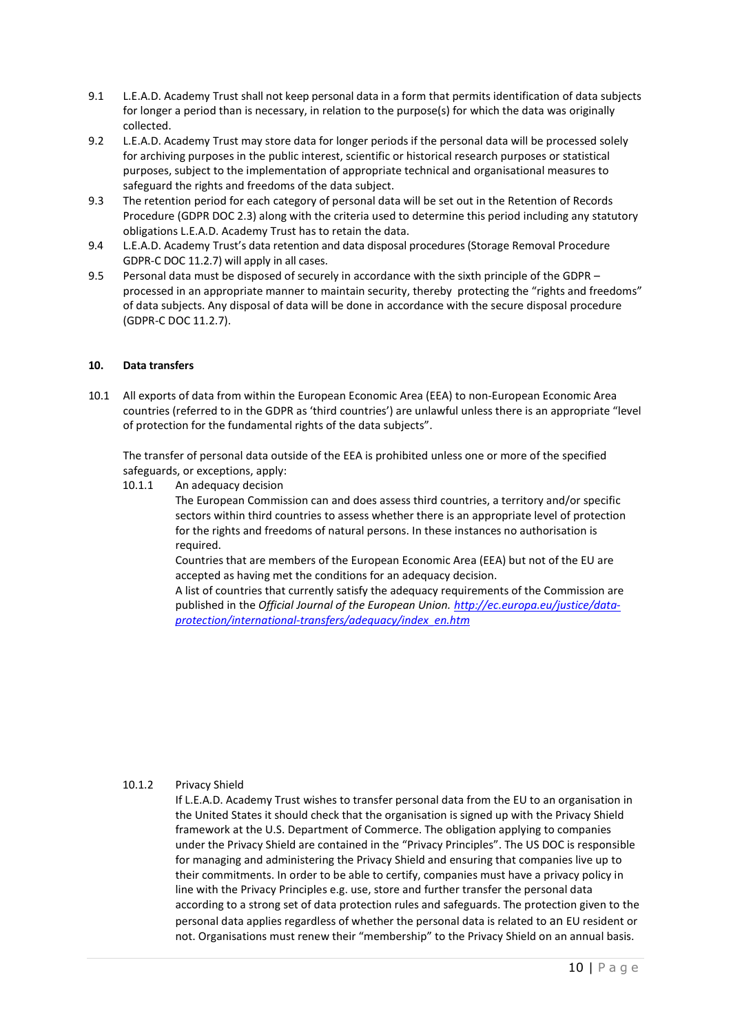9.1 L.E.A.D. Academy Trust shall not keep personal data in a form that permits identification of data subjects for longer a period than is necessary, in relation to the purpose(s) for which the data was originally collected.

9.2 L.E.A.D. Academy Trust may store data for longer periods if the personal data will be processed solely for archiving purposes in the public interest, scientific or historical research purposes or statistical purposes, subject to the implementation of appropriate technical and organisational measures to safeguard the rights and freedoms of the data subject.

9.3 The retention period for each category of personal data will be set out in the Retention of Records Procedure (GDPR DOC 2.3) along with the criteria used to determine this period including any statutory obligations L.E.A.D. Academy Trust has to retain the data.

9.4 L.E.A.D. Academy Trust's data retention and data disposal procedures (Storage Removal Procedure GDPR-C DOC 11.2.7) will apply in all cases.

9.5 Personal data must be disposed of securely in accordance with the sixth principle of the GDPR – processed in an appropriate manner to maintain security, thereby protecting the "rights and freedoms" of data subjects. Any disposal of data will be done in accordance with the secure disposal procedure (GDPR-C DOC 11.2.7).

## 10. Data transfers

10.1 All exports of data from within the European Economic Area (EEA) to non-European Economic Area countries (referred to in the GDPR as 'third countries') are unlawful unless there is an appropriate "level of protection for the fundamental rights of the data subjects".

The transfer of personal data outside of the EEA is prohibited unless one or more of the specified safeguards, or exceptions, apply:

10.1.1 An adequacy decision

The European Commission can and does assess third countries, a territory and/or specific sectors within third countries to assess whether there is an appropriate level of protection for the rights and freedoms of natural persons. In these instances no authorisation is required.

Countries that are members of the European Economic Area (EEA) but not of the EU are accepted as having met the conditions for an adequacy decision.

A list of countries that currently satisfy the adequacy requirements of the Commission are published in the *Official Journal of the European Union.* [http://ec.europa.eu/justice/data-protection/international-transfers/adequacy/index_en.htm](http://ec.europa.eu/justice/data-protection/international-transfers/adequacy/index_en.htm)

10.1.2 Privacy Shield

If L.E.A.D. Academy Trust wishes to transfer personal data from the EU to an organisation in the United States it should check that the organisation is signed up with the Privacy Shield framework at the U.S. Department of Commerce. The obligation applying to companies under the Privacy Shield are contained in the "Privacy Principles". The US DOC is responsible for managing and administering the Privacy Shield and ensuring that companies live up to their commitments. In order to be able to certify, companies must have a privacy policy in line with the Privacy Principles e.g. use, store and further transfer the personal data according to a strong set of data protection rules and safeguards. The protection given to the personal data applies regardless of whether the personal data is related to an EU resident or not. Organisations must renew their "membership" to the Privacy Shield on an annual basis.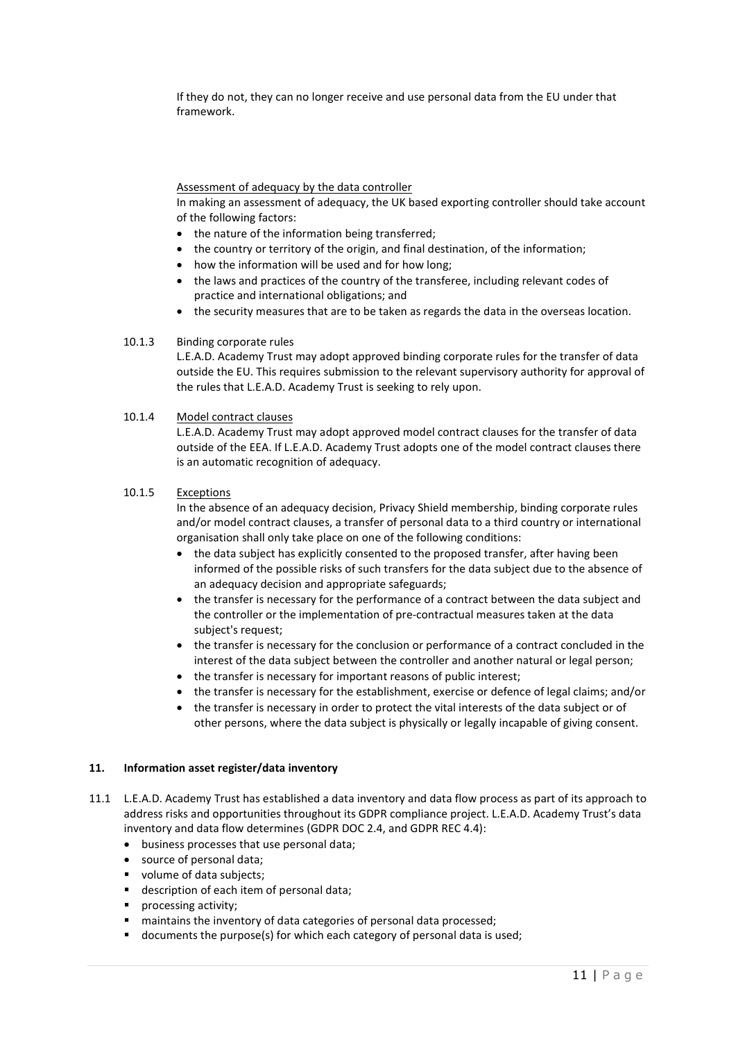If they do not, they can no longer receive and use personal data from the EU under that framework.

Assessment of adequacy by the data controller

In making an assessment of adequacy, the UK based exporting controller should take account of the following factors:

- the nature of the information being transferred;
- the country or territory of the origin, and final destination, of the information;
- how the information will be used and for how long;
- the laws and practices of the country of the transferee, including relevant codes of practice and international obligations; and
- the security measures that are to be taken as regards the data in the overseas location.

10.1.3 Binding corporate rules

L.E.A.D. Academy Trust may adopt approved binding corporate rules for the transfer of data outside the EU. This requires submission to the relevant supervisory authority for approval of the rules that L.E.A.D. Academy Trust is seeking to rely upon.

10.1.4 Model contract clauses

L.E.A.D. Academy Trust may adopt approved model contract clauses for the transfer of data outside of the EEA. If L.E.A.D. Academy Trust adopts one of the model contract clauses there is an automatic recognition of adequacy.

10.1.5 Exceptions

In the absence of an adequacy decision, Privacy Shield membership, binding corporate rules and/or model contract clauses, a transfer of personal data to a third country or international organisation shall only take place on one of the following conditions:

- the data subject has explicitly consented to the proposed transfer, after having been informed of the possible risks of such transfers for the data subject due to the absence of an adequacy decision and appropriate safeguards;
- the transfer is necessary for the performance of a contract between the data subject and the controller or the implementation of pre-contractual measures taken at the data subject's request;
- the transfer is necessary for the conclusion or performance of a contract concluded in the interest of the data subject between the controller and another natural or legal person;
- the transfer is necessary for important reasons of public interest;
- the transfer is necessary for the establishment, exercise or defence of legal claims; and/or
- the transfer is necessary in order to protect the vital interests of the data subject or of other persons, where the data subject is physically or legally incapable of giving consent.

## 11. Information asset register/data inventory

11.1 L.E.A.D. Academy Trust has established a data inventory and data flow process as part of its approach to address risks and opportunities throughout its GDPR compliance project. L.E.A.D. Academy Trust's data inventory and data flow determines (GDPR DOC 2.4, and GDPR REC 4.4):

- business processes that use personal data;
- source of personal data;
- volume of data subjects;
- description of each item of personal data;
- processing activity;
- maintains the inventory of data categories of personal data processed;
- documents the purpose(s) for which each category of personal data is used;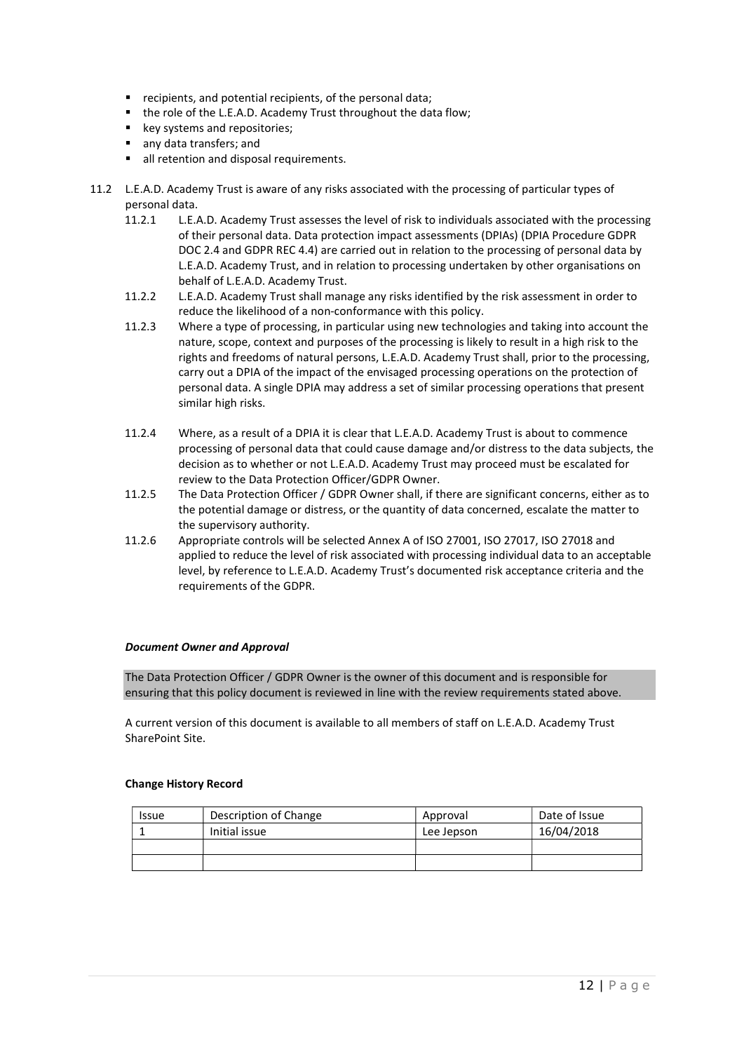- recipients, and potential recipients, of the personal data;
- the role of the L.E.A.D. Academy Trust throughout the data flow;
- key systems and repositories;
- any data transfers; and
- all retention and disposal requirements.

11.2 L.E.A.D. Academy Trust is aware of any risks associated with the processing of particular types of personal data.

11.2.1 L.E.A.D. Academy Trust assesses the level of risk to individuals associated with the processing of their personal data. Data protection impact assessments (DPIAs) (DPIA Procedure GDPR DOC 2.4 and GDPR REC 4.4) are carried out in relation to the processing of personal data by L.E.A.D. Academy Trust, and in relation to processing undertaken by other organisations on behalf of L.E.A.D. Academy Trust.

11.2.2 L.E.A.D. Academy Trust shall manage any risks identified by the risk assessment in order to reduce the likelihood of a non-conformance with this policy.

11.2.3 Where a type of processing, in particular using new technologies and taking into account the nature, scope, context and purposes of the processing is likely to result in a high risk to the rights and freedoms of natural persons, L.E.A.D. Academy Trust shall, prior to the processing, carry out a DPIA of the impact of the envisaged processing operations on the protection of personal data. A single DPIA may address a set of similar processing operations that present similar high risks.

11.2.4 Where, as a result of a DPIA it is clear that L.E.A.D. Academy Trust is about to commence processing of personal data that could cause damage and/or distress to the data subjects, the decision as to whether or not L.E.A.D. Academy Trust may proceed must be escalated for review to the Data Protection Officer/GDPR Owner.

11.2.5 The Data Protection Officer / GDPR Owner shall, if there are significant concerns, either as to the potential damage or distress, or the quantity of data concerned, escalate the matter to the supervisory authority.

11.2.6 Appropriate controls will be selected Annex A of ISO 27001, ISO 27017, ISO 27018 and applied to reduce the level of risk associated with processing individual data to an acceptable level, by reference to L.E.A.D. Academy Trust's documented risk acceptance criteria and the requirements of the GDPR.

***Document Owner and Approval***

The Data Protection Officer / GDPR Owner is the owner of this document and is responsible for ensuring that this policy document is reviewed in line with the review requirements stated above.

A current version of this document is available to all members of staff on L.E.A.D. Academy Trust SharePoint Site.

**Change History Record**

| Issue | Description of Change | Approval | Date of Issue |
|---|---|---|---|
| 1 | Initial issue | Lee Jepson | 16/04/2018 |
| | | | |
| | | | |